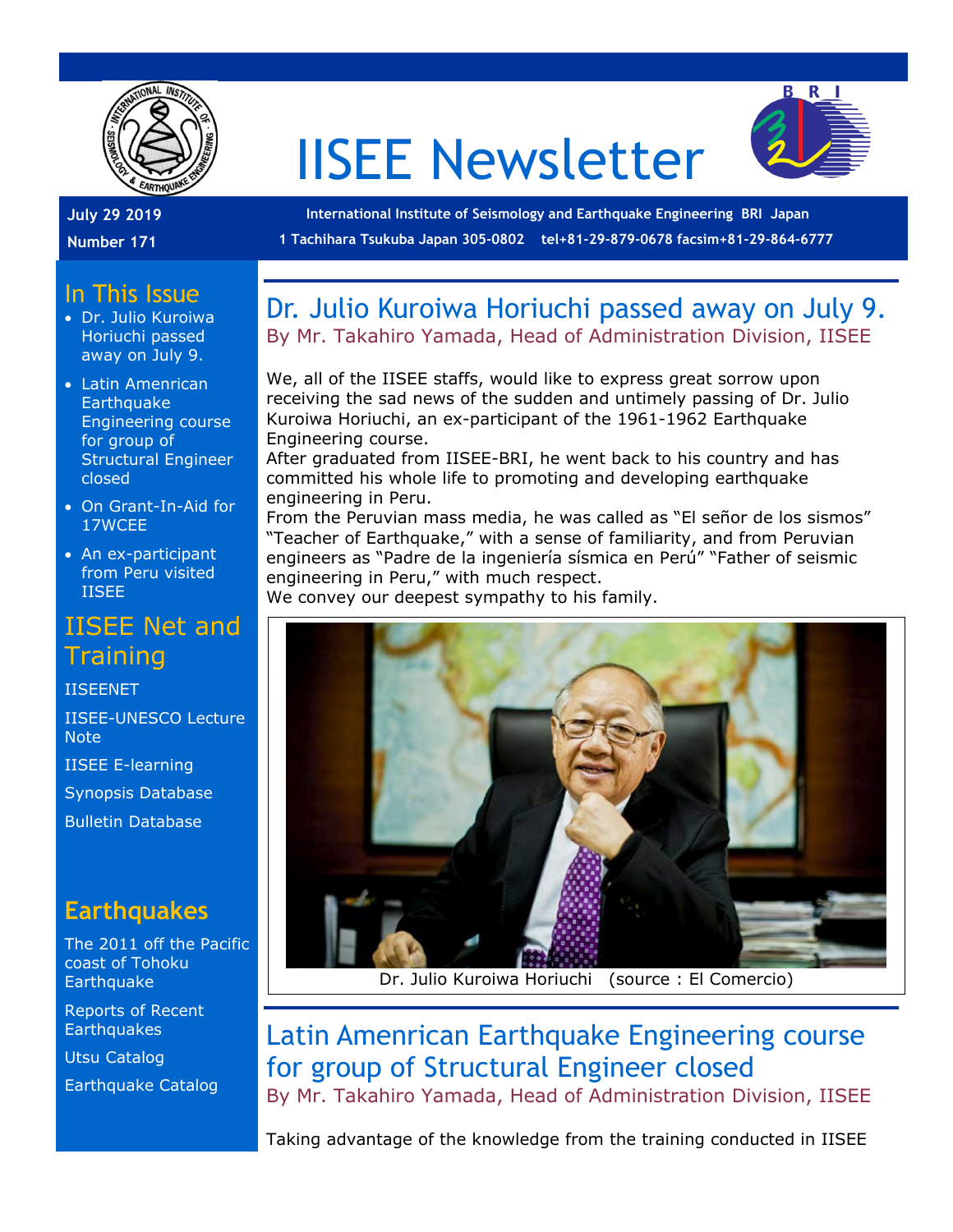# IISEE Newsletter

**July 29 2019**

**Number 171**

**International Institute of Seismology and Earthquake Engineering BRI Japan**

**1 Tachihara Tsukuba Japan 305-0802 tel+81-29-879-0678 facsim+81-29-864-6777**

## In This Issue

- Dr. Julio Kuroiwa Horiuchi passed away on July 9.
- Latin Amenrican Earthquake Engineering course for group of Structural Engineer closed
- On Grant-In-Aid for 17WCEE
- An ex-participant from Peru visited IISEE

## IISEE Net and Training

IISEENET

IISEE-UNESCO Lecture Note

IISEE E-learning

Synopsis Database

Bulletin Database

## Earthquakes

The 2011 off the Pacific coast of Tohoku Earthquake

Reports of Recent Earthquakes

Utsu Catalog

Earthquake Catalog

## Dr. Julio Kuroiwa Horiuchi passed away on July 9.

By Mr. Takahiro Yamada, Head of Administration Division, IISEE

We, all of the IISEE staffs, would like to express great sorrow upon receiving the sad news of the sudden and untimely passing of Dr. Julio Kuroiwa Horiuchi, an ex-participant of the 1961-1962 Earthquake Engineering course.
After graduated from IISEE-BRI, he went back to his country and has committed his whole life to promoting and developing earthquake engineering in Peru.
From the Peruvian mass media, he was called as “El señor de los sismos” “Teacher of Earthquake,” with a sense of familiarity, and from Peruvian engineers as “Padre de la ingeniería sísmica en Perú” “Father of seismic engineering in Peru,” with much respect.
We convey our deepest sympathy to his family.

Dr. Julio Kuroiwa Horiuchi (source : El Comercio)

## Latin Amenrican Earthquake Engineering course for group of Structural Engineer closed

By Mr. Takahiro Yamada, Head of Administration Division, IISEE

Taking advantage of the knowledge from the training conducted in IISEE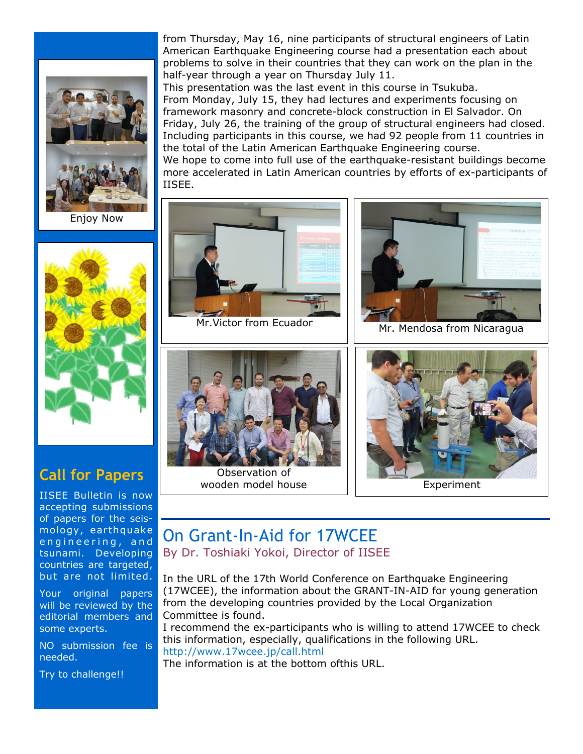from Thursday, May 16, nine participants of structural engineers of Latin American Earthquake Engineering course had a presentation each about problems to solve in their countries that they can work on the plan in the half-year through a year on Thursday July 11.
This presentation was the last event in this course in Tsukuba.
From Monday, July 15, they had lectures and experiments focusing on framework masonry and concrete-block construction in El Salvador. On Friday, July 26, the training of the group of structural engineers had closed.
Including participants in this course, we had 92 people from 11 countries in the total of the Latin American Earthquake Engineering course.
We hope to come into full use of the earthquake-resistant buildings become more accelerated in Latin American countries by efforts of ex-participants of IISEE.

Mr.Victor from Ecuador

Mr. Mendosa from Nicaragua

Observation of wooden model house

Experiment

Enjoy Now

## Call for Papers

IISEE Bulletin is now accepting submissions of papers for the seismology, earthquake engineering, and tsunami. Developing countries are targeted, but are not limited.

Your original papers will be reviewed by the editorial members and some experts.

NO submission fee is needed.

Try to challenge!!

## On Grant-In-Aid for 17WCEE

By Dr. Toshiaki Yokoi, Director of IISEE

In the URL of the 17th World Conference on Earthquake Engineering (17WCEE), the information about the GRANT-IN-AID for young generation from the developing countries provided by the Local Organization Committee is found.
I recommend the ex-participants who is willing to attend 17WCEE to check this information, especially, qualifications in the following URL.
http://www.17wcee.jp/call.html
The information is at the bottom ofthis URL.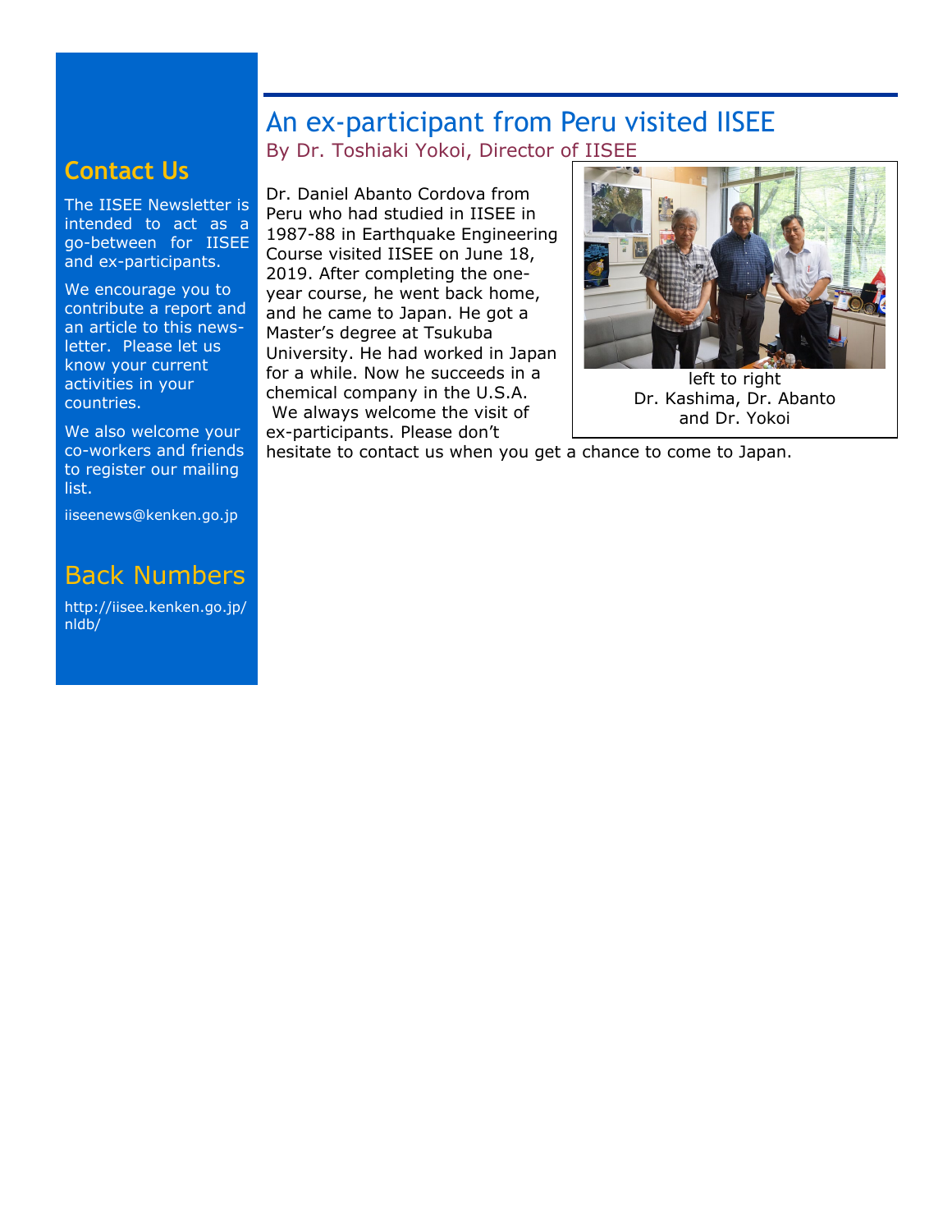## An ex-participant from Peru visited IISEE

By Dr. Toshiaki Yokoi, Director of IISEE

Dr. Daniel Abanto Cordova from Peru who had studied in IISEE in 1987-88 in Earthquake Engineering Course visited IISEE on June 18, 2019. After completing the one-year course, he went back home, and he came to Japan. He got a Master's degree at Tsukuba University. He had worked in Japan for a while. Now he succeeds in a chemical company in the U.S.A. We always welcome the visit of ex-participants. Please don't hesitate to contact us when you get a chance to come to Japan.

left to right
Dr. Kashima, Dr. Abanto and Dr. Yokoi

## Contact Us

The IISEE Newsletter is intended to act as a go-between for IISEE and ex-participants.

We encourage you to contribute a report and an article to this newsletter. Please let us know your current activities in your countries.

We also welcome your co-workers and friends to register our mailing list.

iiseenews@kenken.go.jp

## Back Numbers

http://iisee.kenken.go.jp/nldb/